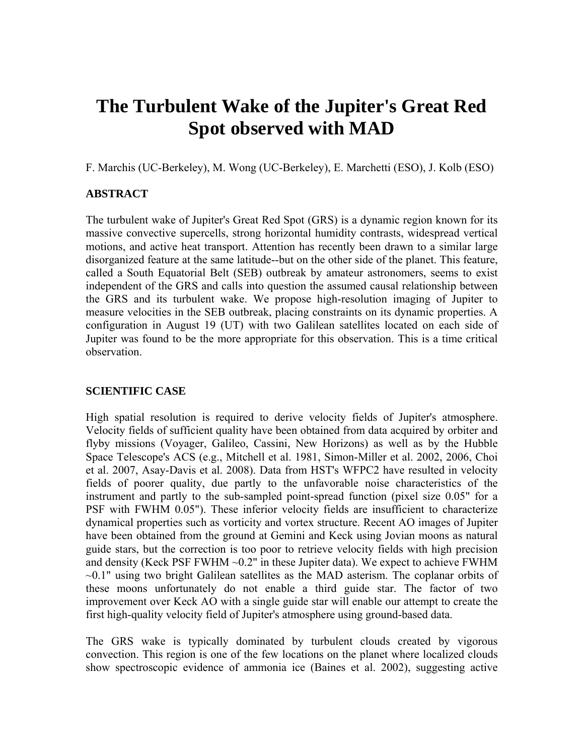# The Turbulent Wake of the Jupiter's Great Red Spot observed with MAD

F. Marchis (UC-Berkeley), M. Wong (UC-Berkeley), E. Marchetti (ESO), J. Kolb (ESO)

## ABSTRACT

The turbulent wake of Jupiter's Great Red Spot (GRS) is a dynamic region known for its massive convective supercells, strong horizontal humidity contrasts, widespread vertical motions, and active heat transport. Attention has recently been drawn to a similar large disorganized feature at the same latitude--but on the other side of the planet. This feature, called a South Equatorial Belt (SEB) outbreak by amateur astronomers, seems to exist independent of the GRS and calls into question the assumed causal relationship between the GRS and its turbulent wake. We propose high-resolution imaging of Jupiter to measure velocities in the SEB outbreak, placing constraints on its dynamic properties. A configuration in August 19 (UT) with two Galilean satellites located on each side of Jupiter was found to be the more appropriate for this observation. This is a time critical observation.

## SCIENTIFIC CASE

High spatial resolution is required to derive velocity fields of Jupiter's atmosphere. Velocity fields of sufficient quality have been obtained from data acquired by orbiter and flyby missions (Voyager, Galileo, Cassini, New Horizons) as well as by the Hubble Space Telescope's ACS (e.g., Mitchell et al. 1981, Simon-Miller et al. 2002, 2006, Choi et al. 2007, Asay-Davis et al. 2008). Data from HST's WFPC2 have resulted in velocity fields of poorer quality, due partly to the unfavorable noise characteristics of the instrument and partly to the sub-sampled point-spread function (pixel size 0.05" for a PSF with FWHM 0.05"). These inferior velocity fields are insufficient to characterize dynamical properties such as vorticity and vortex structure. Recent AO images of Jupiter have been obtained from the ground at Gemini and Keck using Jovian moons as natural guide stars, but the correction is too poor to retrieve velocity fields with high precision and density (Keck PSF FWHM ~0.2" in these Jupiter data). We expect to achieve FWHM ~0.1" using two bright Galilean satellites as the MAD asterism. The coplanar orbits of these moons unfortunately do not enable a third guide star. The factor of two improvement over Keck AO with a single guide star will enable our attempt to create the first high-quality velocity field of Jupiter's atmosphere using ground-based data.

The GRS wake is typically dominated by turbulent clouds created by vigorous convection. This region is one of the few locations on the planet where localized clouds show spectroscopic evidence of ammonia ice (Baines et al. 2002), suggesting active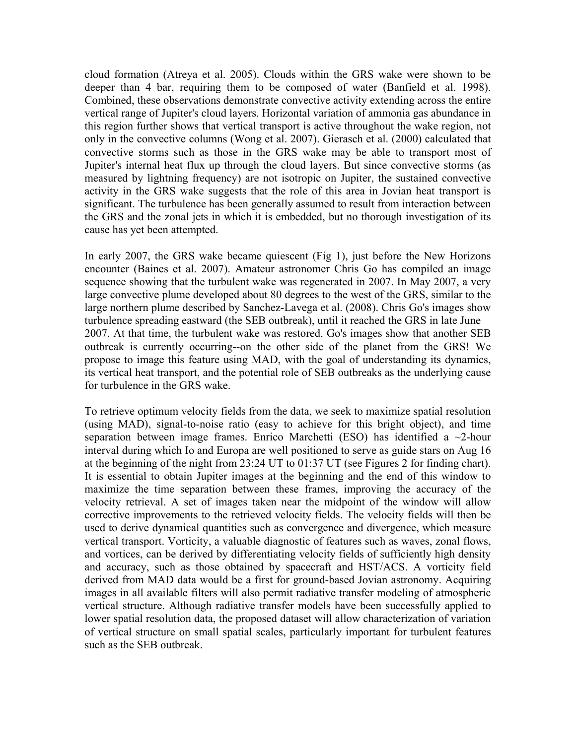cloud formation (Atreya et al. 2005). Clouds within the GRS wake were shown to be deeper than 4 bar, requiring them to be composed of water (Banfield et al. 1998). Combined, these observations demonstrate convective activity extending across the entire vertical range of Jupiter's cloud layers. Horizontal variation of ammonia gas abundance in this region further shows that vertical transport is active throughout the wake region, not only in the convective columns (Wong et al. 2007). Gierasch et al. (2000) calculated that convective storms such as those in the GRS wake may be able to transport most of Jupiter's internal heat flux up through the cloud layers. But since convective storms (as measured by lightning frequency) are not isotropic on Jupiter, the sustained convective activity in the GRS wake suggests that the role of this area in Jovian heat transport is significant. The turbulence has been generally assumed to result from interaction between the GRS and the zonal jets in which it is embedded, but no thorough investigation of its cause has yet been attempted.

In early 2007, the GRS wake became quiescent (Fig 1), just before the New Horizons encounter (Baines et al. 2007). Amateur astronomer Chris Go has compiled an image sequence showing that the turbulent wake was regenerated in 2007. In May 2007, a very large convective plume developed about 80 degrees to the west of the GRS, similar to the large northern plume described by Sanchez-Lavega et al. (2008). Chris Go's images show turbulence spreading eastward (the SEB outbreak), until it reached the GRS in late June 2007. At that time, the turbulent wake was restored. Go's images show that another SEB outbreak is currently occurring--on the other side of the planet from the GRS! We propose to image this feature using MAD, with the goal of understanding its dynamics, its vertical heat transport, and the potential role of SEB outbreaks as the underlying cause for turbulence in the GRS wake.

To retrieve optimum velocity fields from the data, we seek to maximize spatial resolution (using MAD), signal-to-noise ratio (easy to achieve for this bright object), and time separation between image frames. Enrico Marchetti (ESO) has identified a ~2-hour interval during which Io and Europa are well positioned to serve as guide stars on Aug 16 at the beginning of the night from 23:24 UT to 01:37 UT (see Figures 2 for finding chart). It is essential to obtain Jupiter images at the beginning and the end of this window to maximize the time separation between these frames, improving the accuracy of the velocity retrieval. A set of images taken near the midpoint of the window will allow corrective improvements to the retrieved velocity fields. The velocity fields will then be used to derive dynamical quantities such as convergence and divergence, which measure vertical transport. Vorticity, a valuable diagnostic of features such as waves, zonal flows, and vortices, can be derived by differentiating velocity fields of sufficiently high density and accuracy, such as those obtained by spacecraft and HST/ACS. A vorticity field derived from MAD data would be a first for ground-based Jovian astronomy. Acquiring images in all available filters will also permit radiative transfer modeling of atmospheric vertical structure. Although radiative transfer models have been successfully applied to lower spatial resolution data, the proposed dataset will allow characterization of variation of vertical structure on small spatial scales, particularly important for turbulent features such as the SEB outbreak.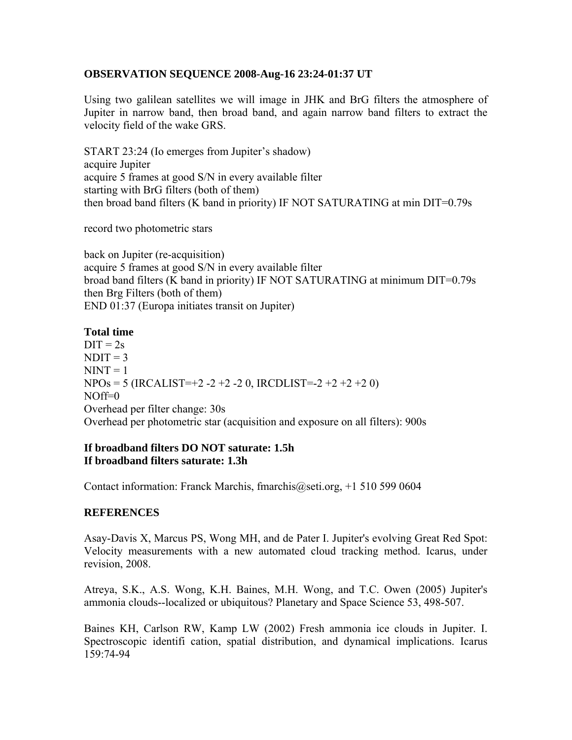**OBSERVATION SEQUENCE 2008-Aug-16 23:24-01:37 UT**

Using two galilean satellites we will image in JHK and BrG filters the atmosphere of Jupiter in narrow band, then broad band, and again narrow band filters to extract the velocity field of the wake GRS.

START 23:24 (Io emerges from Jupiter's shadow)
acquire Jupiter
acquire 5 frames at good S/N in every available filter
starting with BrG filters (both of them)
then broad band filters (K band in priority) IF NOT SATURATING at min DIT=0.79s

record two photometric stars

back on Jupiter (re-acquisition)
acquire 5 frames at good S/N in every available filter
broad band filters (K band in priority) IF NOT SATURATING at minimum DIT=0.79s
then Brg Filters (both of them)
END 01:37 (Europa initiates transit on Jupiter)

**Total time**
DIT = 2s
NDIT = 3
NINT = 1
NPOs = 5 (IRCALIST=+2 -2 +2 -2 0, IRCDLIST=-2 +2 +2 +2 0)
NOff=0
Overhead per filter change: 30s
Overhead per photometric star (acquisition and exposure on all filters): 900s

**If broadband filters DO NOT saturate: 1.5h**
**If broadband filters saturate: 1.3h**

Contact information: Franck Marchis, fmarchis@seti.org, +1 510 599 0604

**REFERENCES**

Asay-Davis X, Marcus PS, Wong MH, and de Pater I. Jupiter's evolving Great Red Spot: Velocity measurements with a new automated cloud tracking method. Icarus, under revision, 2008.

Atreya, S.K., A.S. Wong, K.H. Baines, M.H. Wong, and T.C. Owen (2005) Jupiter's ammonia clouds--localized or ubiquitous? Planetary and Space Science 53, 498-507.

Baines KH, Carlson RW, Kamp LW (2002) Fresh ammonia ice clouds in Jupiter. I. Spectroscopic identifi cation, spatial distribution, and dynamical implications. Icarus 159:74-94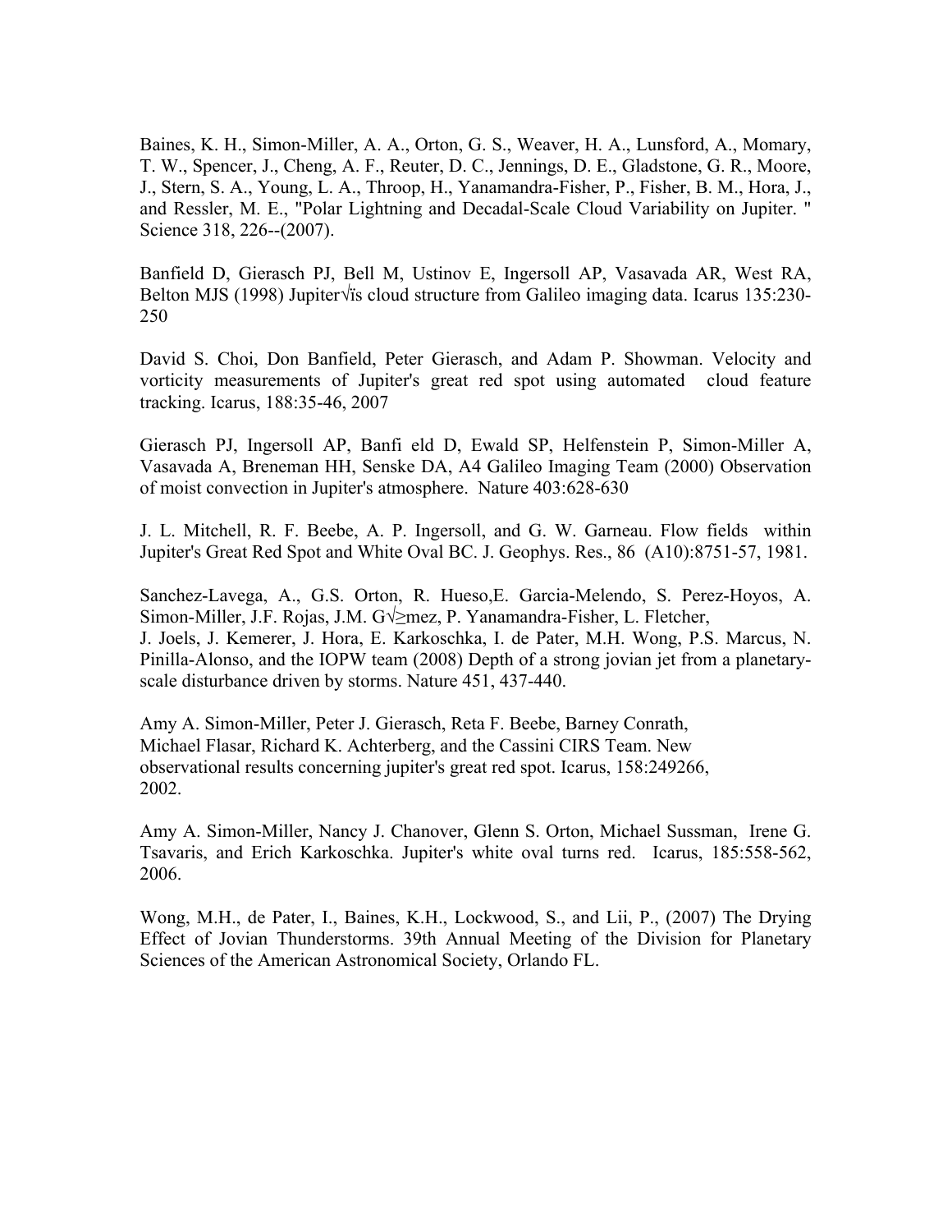Baines, K. H., Simon-Miller, A. A., Orton, G. S., Weaver, H. A., Lunsford, A., Momary, T. W., Spencer, J., Cheng, A. F., Reuter, D. C., Jennings, D. E., Gladstone, G. R., Moore, J., Stern, S. A., Young, L. A., Throop, H., Yanamandra-Fisher, P., Fisher, B. M., Hora, J., and Ressler, M. E., "Polar Lightning and Decadal-Scale Cloud Variability on Jupiter. " Science 318, 226--(2007).

Banfield D, Gierasch PJ, Bell M, Ustinov E, Ingersoll AP, Vasavada AR, West RA, Belton MJS (1998) Jupiter√ïs cloud structure from Galileo imaging data. Icarus 135:230-250

David S. Choi, Don Banfield, Peter Gierasch, and Adam P. Showman. Velocity and vorticity measurements of Jupiter's great red spot using automated cloud feature tracking. Icarus, 188:35-46, 2007

Gierasch PJ, Ingersoll AP, Banfi eld D, Ewald SP, Helfenstein P, Simon-Miller A, Vasavada A, Breneman HH, Senske DA, A4 Galileo Imaging Team (2000) Observation of moist convection in Jupiter's atmosphere. Nature 403:628-630

J. L. Mitchell, R. F. Beebe, A. P. Ingersoll, and G. W. Garneau. Flow fields within Jupiter's Great Red Spot and White Oval BC. J. Geophys. Res., 86 (A10):8751-57, 1981.

Sanchez-Lavega, A., G.S. Orton, R. Hueso,E. Garcia-Melendo, S. Perez-Hoyos, A. Simon-Miller, J.F. Rojas, J.M. G√≥mez, P. Yanamandra-Fisher, L. Fletcher, J. Joels, J. Kemerer, J. Hora, E. Karkoschka, I. de Pater, M.H. Wong, P.S. Marcus, N. Pinilla-Alonso, and the IOPW team (2008) Depth of a strong jovian jet from a planetary-scale disturbance driven by storms. Nature 451, 437-440.

Amy A. Simon-Miller, Peter J. Gierasch, Reta F. Beebe, Barney Conrath, Michael Flasar, Richard K. Achterberg, and the Cassini CIRS Team. New observational results concerning jupiter's great red spot. Icarus, 158:249266, 2002.

Amy A. Simon-Miller, Nancy J. Chanover, Glenn S. Orton, Michael Sussman, Irene G. Tsavaris, and Erich Karkoschka. Jupiter's white oval turns red. Icarus, 185:558-562, 2006.

Wong, M.H., de Pater, I., Baines, K.H., Lockwood, S., and Lii, P., (2007) The Drying Effect of Jovian Thunderstorms. 39th Annual Meeting of the Division for Planetary Sciences of the American Astronomical Society, Orlando FL.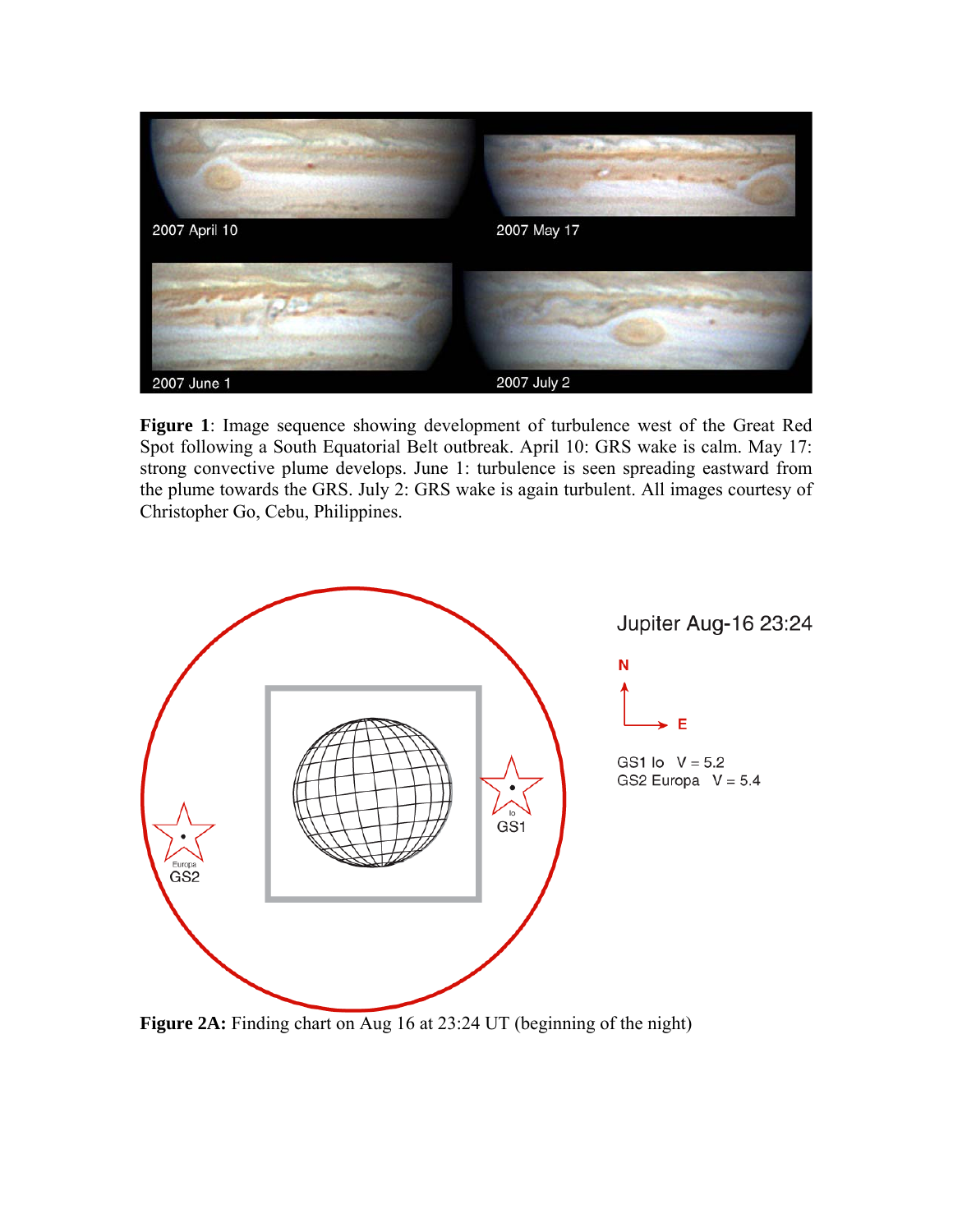**Figure 1**: Image sequence showing development of turbulence west of the Great Red Spot following a South Equatorial Belt outbreak. April 10: GRS wake is calm. May 17: strong convective plume develops. June 1: turbulence is seen spreading eastward from the plume towards the GRS. July 2: GRS wake is again turbulent. All images courtesy of Christopher Go, Cebu, Philippines.

**Figure 2A:** Finding chart on Aug 16 at 23:24 UT (beginning of the night)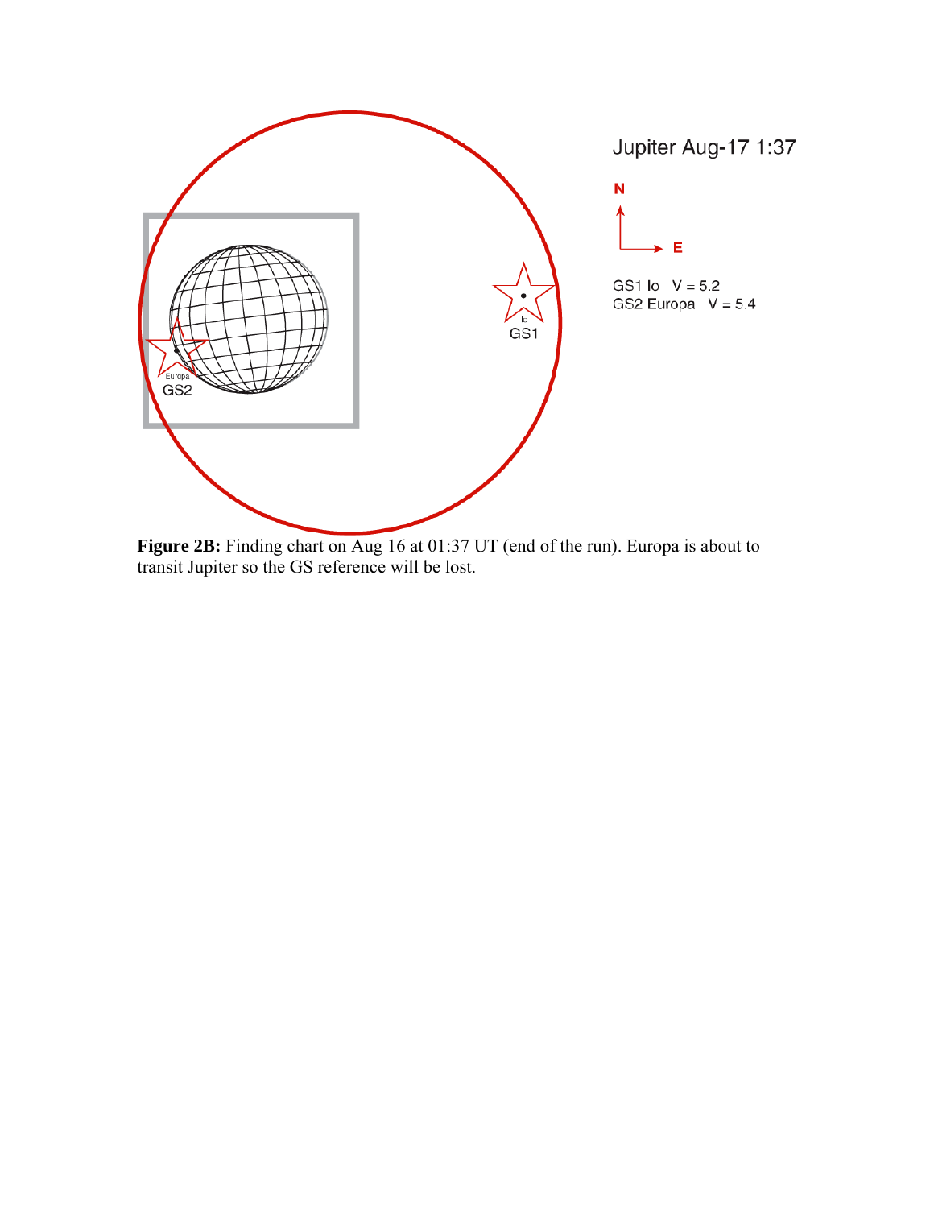Jupiter Aug-17 1:37

N

E

GS1 Io V = 5.2

GS2 Europa V = 5.4

Io

GS1

Europa

GS2

**Figure 2B:** Finding chart on Aug 16 at 01:37 UT (end of the run). Europa is about to transit Jupiter so the GS reference will be lost.